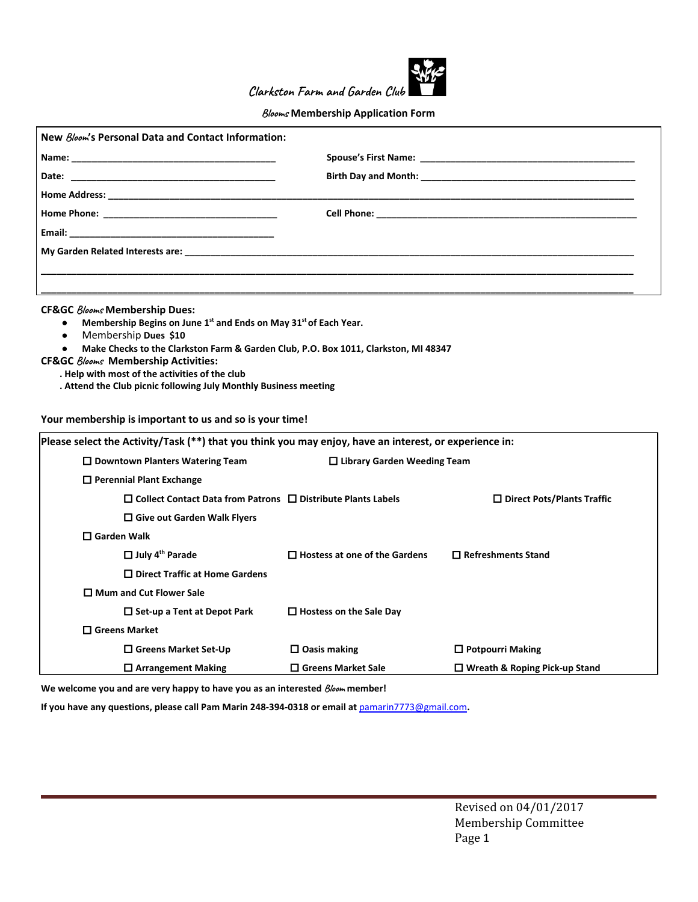# Clarkston Farm and Garden Club

## *Blooms* Membership Application Form

**New *Bloom*'s Personal Data and Contact Information:**

**Name:** ______________________________ **Spouse's First Name:** ______________________________

**Date:** ______________________________ **Birth Day and Month:** ______________________________

**Home Address:** ____________________________________________________________

**Home Phone:** ______________________________ **Cell Phone:** ______________________________

**Email:** ______________________________

**My Garden Related Interests are:** ____________________________________________________________

____________________________________________________________

____________________________________________________________

**CF&GC *Blooms* Membership Dues:**

- **Membership Begins on June 1st and Ends on May 31st of Each Year.**
- Membership **Dues $10**
- **Make Checks to the Clarkston Farm & Garden Club, P.O. Box 1011, Clarkston, MI 48347**

**CF&GC *Blooms* Membership Activities:**

**. Help with most of the activities of the club**

**. Attend the Club picnic following July Monthly Business meeting**

**Your membership is important to us and so is your time!**

**Please select the Activity/Task (\*\*) that you think you may enjoy, have an interest, or experience in:**

- ☐ **Downtown Planters Watering Team**
- ☐ **Library Garden Weeding Team**
- ☐ **Perennial Plant Exchange**
  - ☐ **Collect Contact Data from Patrons**
  - ☐ **Distribute Plants Labels**
  - ☐ **Direct Pots/Plants Traffic**
  - ☐ **Give out Garden Walk Flyers**
- ☐ **Garden Walk**
  - ☐ **July 4th Parade**
  - ☐ **Hostess at one of the Gardens**
  - ☐ **Refreshments Stand**
  - ☐ **Direct Traffic at Home Gardens**
- ☐ **Mum and Cut Flower Sale**
  - ☐ **Set-up a Tent at Depot Park**
  - ☐ **Hostess on the Sale Day**
- ☐ **Greens Market**
  - ☐ **Greens Market Set-Up**
  - ☐ **Oasis making**
  - ☐ **Potpourri Making**
  - ☐ **Arrangement Making**
  - ☐ **Greens Market Sale**
  - ☐ **Wreath & Roping Pick-up Stand**

**We welcome you and are very happy to have you as an interested *Bloom* member!**

**If you have any questions, please call Pam Marin 248-394-0318 or email at pamarin7773@gmail.com.**

Revised on 04/01/2017
Membership Committee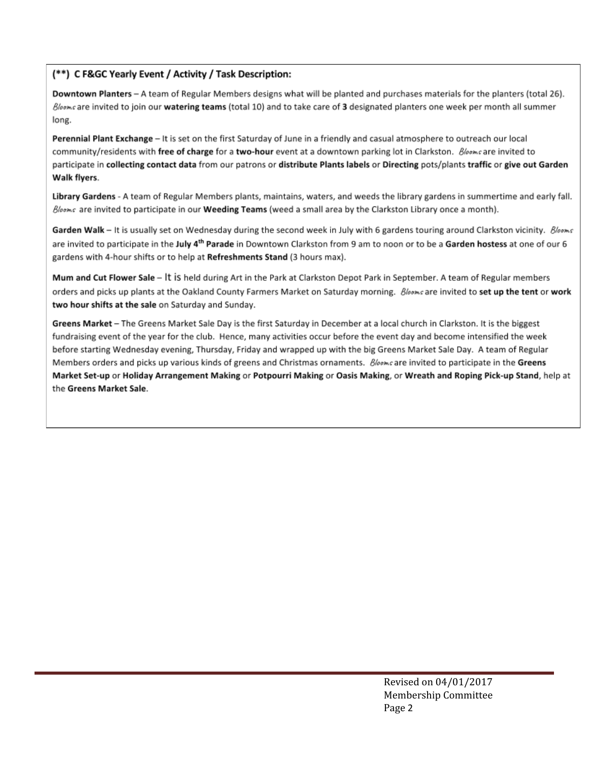### (**) C F&GC Yearly Event / Activity / Task Description:

**Downtown Planters** – A team of Regular Members designs what will be planted and purchases materials for the planters (total 26). *Blooms* are invited to join our **watering teams** (total 10) and to take care of **3** designated planters one week per month all summer long.

**Perennial Plant Exchange** – It is set on the first Saturday of June in a friendly and casual atmosphere to outreach our local community/residents with **free of charge** for a **two-hour** event at a downtown parking lot in Clarkston. *Blooms* are invited to participate in **collecting contact data** from our patrons or **distribute Plants labels** or **Directing** pots/plants **traffic** or **give out Garden Walk flyers**.

**Library Gardens** - A team of Regular Members plants, maintains, waters, and weeds the library gardens in summertime and early fall. *Blooms* are invited to participate in our **Weeding Teams** (weed a small area by the Clarkston Library once a month).

**Garden Walk** – It is usually set on Wednesday during the second week in July with 6 gardens touring around Clarkston vicinity. *Blooms* are invited to participate in the **July 4th Parade** in Downtown Clarkston from 9 am to noon or to be a **Garden hostess** at one of our 6 gardens with 4-hour shifts or to help at **Refreshments Stand** (3 hours max).

**Mum and Cut Flower Sale** – It is held during Art in the Park at Clarkston Depot Park in September. A team of Regular members orders and picks up plants at the Oakland County Farmers Market on Saturday morning. *Blooms* are invited to **set up the tent** or **work two hour shifts at the sale** on Saturday and Sunday.

**Greens Market** – The Greens Market Sale Day is the first Saturday in December at a local church in Clarkston. It is the biggest fundraising event of the year for the club. Hence, many activities occur before the event day and become intensified the week before starting Wednesday evening, Thursday, Friday and wrapped up with the big Greens Market Sale Day. A team of Regular Members orders and picks up various kinds of greens and Christmas ornaments. *Blooms* are invited to participate in the **Greens Market Set-up** or **Holiday Arrangement Making** or **Potpourri Making** or **Oasis Making**, or **Wreath and Roping Pick-up Stand**, help at the **Greens Market Sale**.

Revised on 04/01/2017
Membership Committee